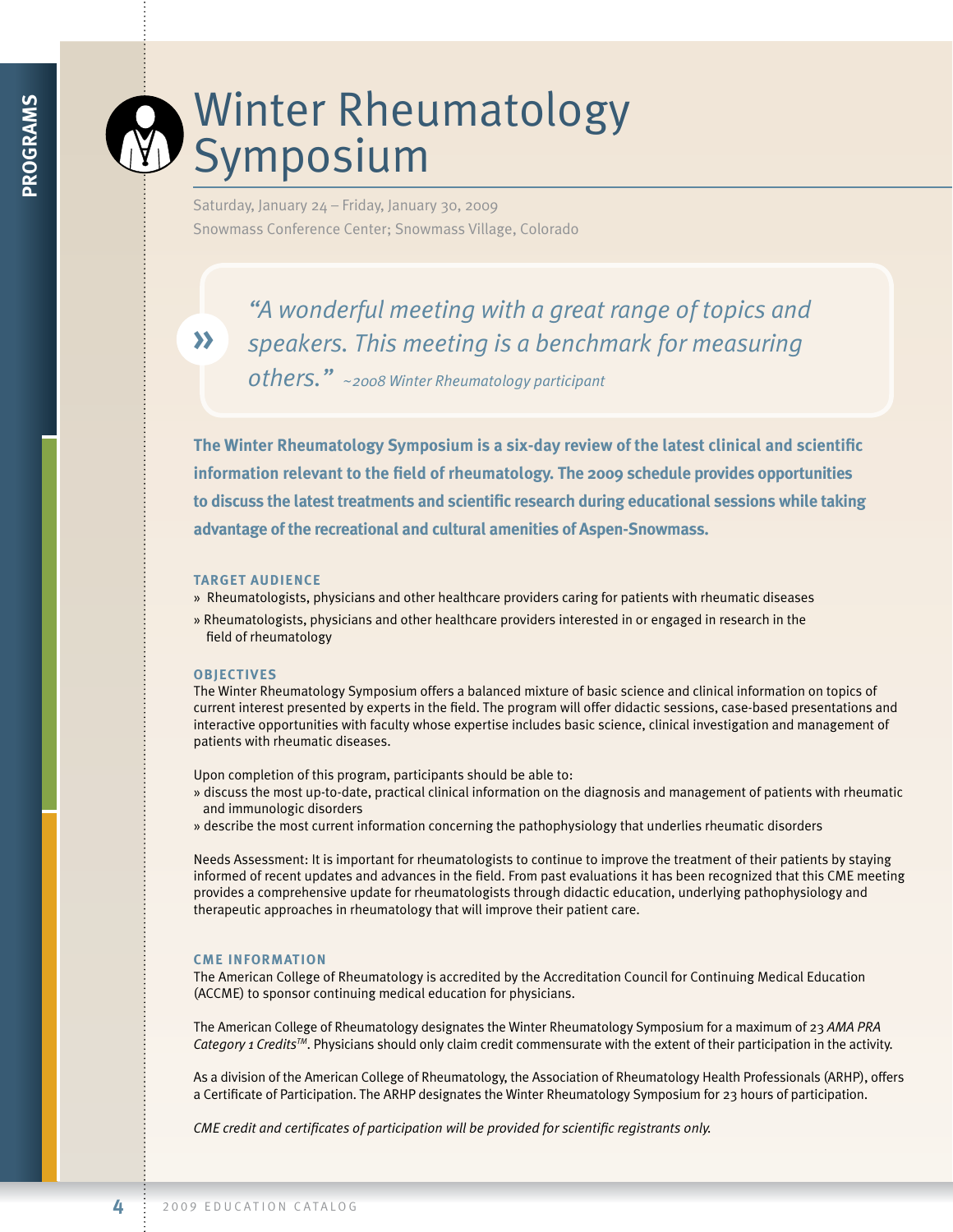# Winter Rheumatology Symposium

Saturday, January 24 – Friday, January 30, 2009
Snowmass Conference Center; Snowmass Village, Colorado

> *"A wonderful meeting with a great range of topics and speakers. This meeting is a benchmark for measuring others."* ~2008 Winter Rheumatology participant

**The Winter Rheumatology Symposium is a six-day review of the latest clinical and scientific information relevant to the field of rheumatology. The 2009 schedule provides opportunities to discuss the latest treatments and scientific research during educational sessions while taking advantage of the recreational and cultural amenities of Aspen-Snowmass.**

## TARGET AUDIENCE

- Rheumatologists, physicians and other healthcare providers caring for patients with rheumatic diseases
- Rheumatologists, physicians and other healthcare providers interested in or engaged in research in the field of rheumatology

## OBJECTIVES

The Winter Rheumatology Symposium offers a balanced mixture of basic science and clinical information on topics of current interest presented by experts in the field. The program will offer didactic sessions, case-based presentations and interactive opportunities with faculty whose expertise includes basic science, clinical investigation and management of patients with rheumatic diseases.

Upon completion of this program, participants should be able to:

- discuss the most up-to-date, practical clinical information on the diagnosis and management of patients with rheumatic and immunologic disorders
- describe the most current information concerning the pathophysiology that underlies rheumatic disorders

Needs Assessment: It is important for rheumatologists to continue to improve the treatment of their patients by staying informed of recent updates and advances in the field. From past evaluations it has been recognized that this CME meeting provides a comprehensive update for rheumatologists through didactic education, underlying pathophysiology and therapeutic approaches in rheumatology that will improve their patient care.

## CME INFORMATION

The American College of Rheumatology is accredited by the Accreditation Council for Continuing Medical Education (ACCME) to sponsor continuing medical education for physicians.

The American College of Rheumatology designates the Winter Rheumatology Symposium for a maximum of 23 *AMA PRA Category 1 Credits™*. Physicians should only claim credit commensurate with the extent of their participation in the activity.

As a division of the American College of Rheumatology, the Association of Rheumatology Health Professionals (ARHP), offers a Certificate of Participation. The ARHP designates the Winter Rheumatology Symposium for 23 hours of participation.

*CME credit and certificates of participation will be provided for scientific registrants only.*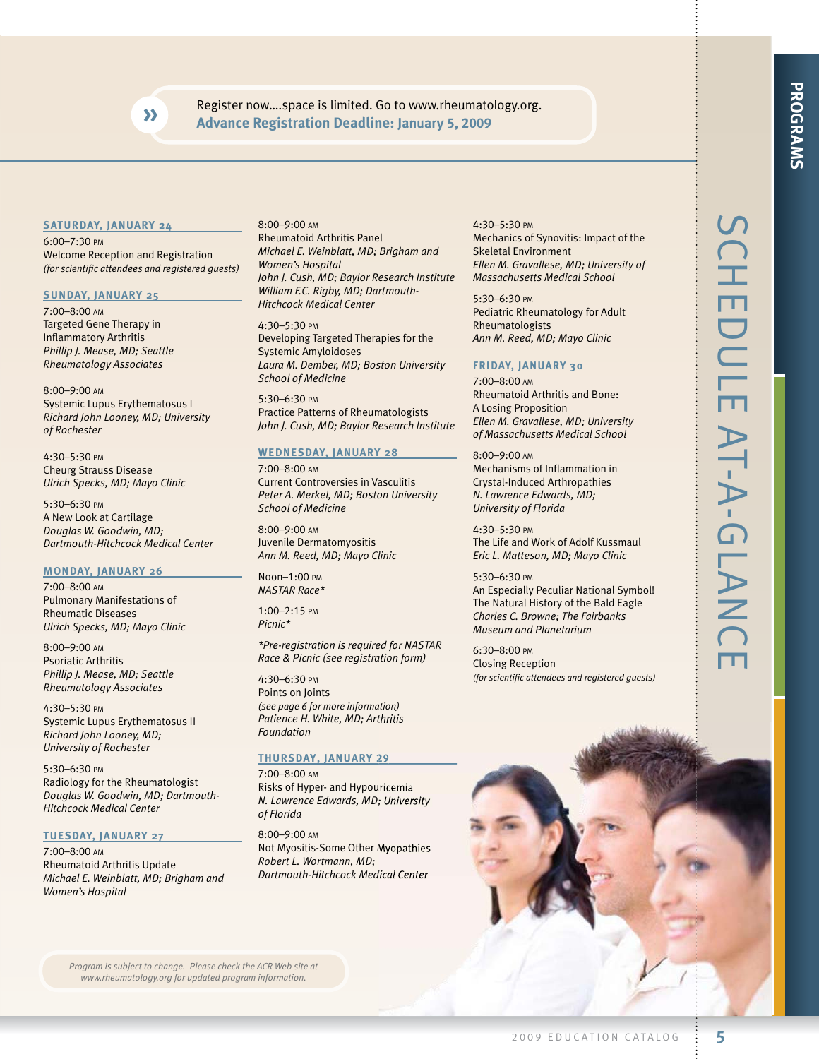» Register now....space is limited. Go to www.rheumatology.org.
**Advance Registration Deadline: January 5, 2009**

# SCHEDULE AT-A-GLANCE

## SATURDAY, JANUARY 24

6:00–7:30 PM
Welcome Reception and Registration
*(for scientific attendees and registered guests)*

## SUNDAY, JANUARY 25

7:00–8:00 AM
Targeted Gene Therapy in Inflammatory Arthritis
*Phillip J. Mease, MD; Seattle Rheumatology Associates*

8:00–9:00 AM
Systemic Lupus Erythematosus I
*Richard John Looney, MD; University of Rochester*

4:30–5:30 PM
Cheurg Strauss Disease
*Ulrich Specks, MD; Mayo Clinic*

5:30–6:30 PM
A New Look at Cartilage
*Douglas W. Goodwin, MD; Dartmouth-Hitchcock Medical Center*

## MONDAY, JANUARY 26

7:00–8:00 AM
Pulmonary Manifestations of Rheumatic Diseases
*Ulrich Specks, MD; Mayo Clinic*

8:00–9:00 AM
Psoriatic Arthritis
*Phillip J. Mease, MD; Seattle Rheumatology Associates*

4:30–5:30 PM
Systemic Lupus Erythematosus II
*Richard John Looney, MD; University of Rochester*

5:30–6:30 PM
Radiology for the Rheumatologist
*Douglas W. Goodwin, MD; Dartmouth-Hitchcock Medical Center*

## TUESDAY, JANUARY 27

7:00–8:00 AM
Rheumatoid Arthritis Update
*Michael E. Weinblatt, MD; Brigham and Women's Hospital*

8:00–9:00 AM
Rheumatoid Arthritis Panel
*Michael E. Weinblatt, MD; Brigham and Women's Hospital*
*John J. Cush, MD; Baylor Research Institute*
*William F.C. Rigby, MD; Dartmouth-Hitchcock Medical Center*

4:30–5:30 PM
Developing Targeted Therapies for the Systemic Amyloidoses
*Laura M. Dember, MD; Boston University School of Medicine*

5:30–6:30 PM
Practice Patterns of Rheumatologists
*John J. Cush, MD; Baylor Research Institute*

## WEDNESDAY, JANUARY 28

7:00–8:00 AM
Current Controversies in Vasculitis
*Peter A. Merkel, MD; Boston University School of Medicine*

8:00–9:00 AM
Juvenile Dermatomyositis
*Ann M. Reed, MD; Mayo Clinic*

Noon–1:00 PM
*NASTAR Race**

1:00–2:15 PM
*Picnic**

*\*Pre-registration is required for NASTAR Race & Picnic (see registration form)*

4:30–6:30 PM
Points on Joints
*(see page 6 for more information)*
*Patience H. White, MD; Arthritis Foundation*

## THURSDAY, JANUARY 29

7:00–8:00 AM
Risks of Hyper- and Hypouricemia
*N. Lawrence Edwards, MD; University of Florida*

8:00–9:00 AM
Not Myositis-Some Other Myopathies
*Robert L. Wortmann, MD; Dartmouth-Hitchcock Medical Center*

4:30–5:30 PM
Mechanics of Synovitis: Impact of the Skeletal Environment
*Ellen M. Gravallese, MD; University of Massachusetts Medical School*

5:30–6:30 PM
Pediatric Rheumatology for Adult Rheumatologists
*Ann M. Reed, MD; Mayo Clinic*

## FRIDAY, JANUARY 30

7:00–8:00 AM
Rheumatoid Arthritis and Bone: A Losing Proposition
*Ellen M. Gravallese, MD; University of Massachusetts Medical School*

8:00–9:00 AM
Mechanisms of Inflammation in Crystal-Induced Arthropathies
*N. Lawrence Edwards, MD; University of Florida*

4:30–5:30 PM
The Life and Work of Adolf Kussmaul
*Eric L. Matteson, MD; Mayo Clinic*

5:30–6:30 PM
An Especially Peculiar National Symbol! The Natural History of the Bald Eagle
*Charles C. Browne; The Fairbanks Museum and Planetarium*

6:30–8:00 PM
Closing Reception
*(for scientific attendees and registered guests)*

*Program is subject to change. Please check the ACR Web site at www.rheumatology.org for updated program information.*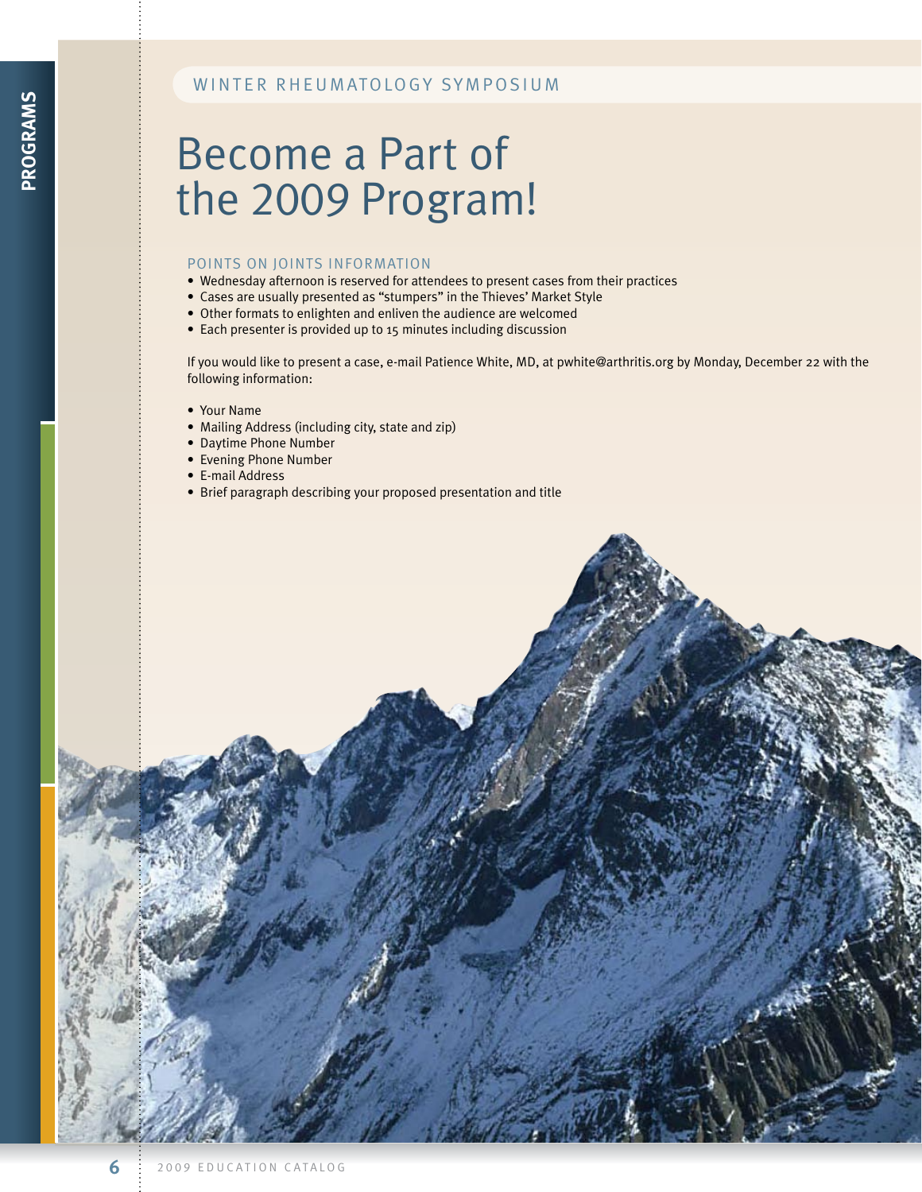WINTER RHEUMATOLOGY SYMPOSIUM

# Become a Part of the 2009 Program!

## POINTS ON JOINTS INFORMATION

- Wednesday afternoon is reserved for attendees to present cases from their practices
- Cases are usually presented as "stumpers" in the Thieves' Market Style
- Other formats to enlighten and enliven the audience are welcomed
- Each presenter is provided up to 15 minutes including discussion

If you would like to present a case, e-mail Patience White, MD, at pwhite@arthritis.org by Monday, December 22 with the following information:

- Your Name
- Mailing Address (including city, state and zip)
- Daytime Phone Number
- Evening Phone Number
- E-mail Address
- Brief paragraph describing your proposed presentation and title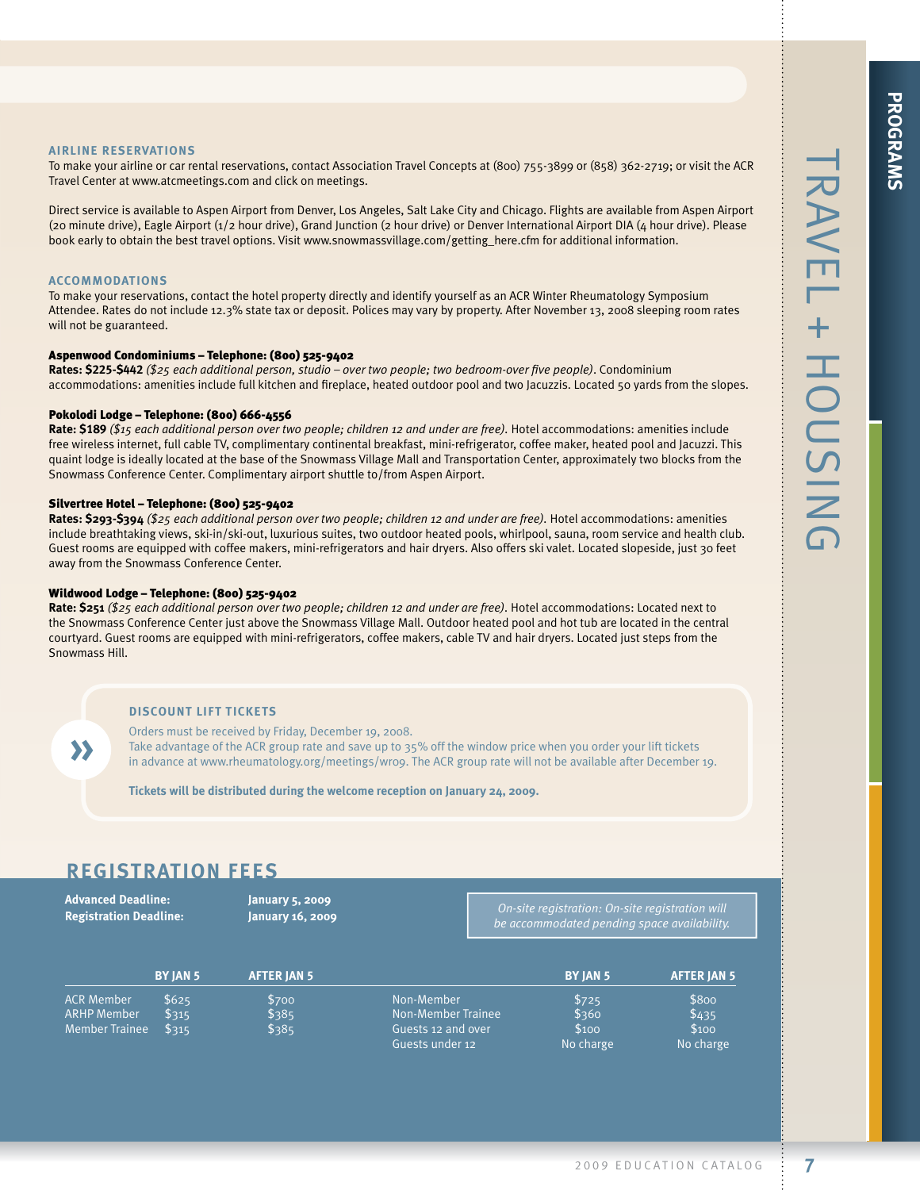# TRAVEL + HOUSING

## AIRLINE RESERVATIONS

To make your airline or car rental reservations, contact Association Travel Concepts at (800) 755-3899 or (858) 362-2719; or visit the ACR Travel Center at www.atcmeetings.com and click on meetings.

Direct service is available to Aspen Airport from Denver, Los Angeles, Salt Lake City and Chicago. Flights are available from Aspen Airport (20 minute drive), Eagle Airport (1/2 hour drive), Grand Junction (2 hour drive) or Denver International Airport DIA (4 hour drive). Please book early to obtain the best travel options. Visit www.snowmassvillage.com/getting_here.cfm for additional information.

## ACCOMMODATIONS

To make your reservations, contact the hotel property directly and identify yourself as an ACR Winter Rheumatology Symposium Attendee. Rates do not include 12.3% state tax or deposit. Polices may vary by property. After November 13, 2008 sleeping room rates will not be guaranteed.

**Aspenwood Condominiums – Telephone: (800) 525-9402**
**Rates: $225-$442** *($25 each additional person, studio – over two people; two bedroom-over five people)*. Condominium accommodations: amenities include full kitchen and fireplace, heated outdoor pool and two Jacuzzis. Located 50 yards from the slopes.

**Pokolodi Lodge – Telephone: (800) 666-4556**
**Rate: $189** *($15 each additional person over two people; children 12 and under are free)*. Hotel accommodations: amenities include free wireless internet, full cable TV, complimentary continental breakfast, mini-refrigerator, coffee maker, heated pool and Jacuzzi. This quaint lodge is ideally located at the base of the Snowmass Village Mall and Transportation Center, approximately two blocks from the Snowmass Conference Center. Complimentary airport shuttle to/from Aspen Airport.

**Silvertree Hotel – Telephone: (800) 525-9402**
**Rates: $293-$394** *($25 each additional person over two people; children 12 and under are free)*. Hotel accommodations: amenities include breathtaking views, ski-in/ski-out, luxurious suites, two outdoor heated pools, whirlpool, sauna, room service and health club. Guest rooms are equipped with coffee makers, mini-refrigerators and hair dryers. Also offers ski valet. Located slopeside, just 30 feet away from the Snowmass Conference Center.

**Wildwood Lodge – Telephone: (800) 525-9402**
**Rate: $251** *($25 each additional person over two people; children 12 and under are free)*. Hotel accommodations: Located next to the Snowmass Conference Center just above the Snowmass Village Mall. Outdoor heated pool and hot tub are located in the central courtyard. Guest rooms are equipped with mini-refrigerators, coffee makers, cable TV and hair dryers. Located just steps from the Snowmass Hill.

### DISCOUNT LIFT TICKETS

Orders must be received by Friday, December 19, 2008.
Take advantage of the ACR group rate and save up to 35% off the window price when you order your lift tickets in advance at www.rheumatology.org/meetings/wr09. The ACR group rate will not be available after December 19.

**Tickets will be distributed during the welcome reception on January 24, 2009.**

## REGISTRATION FEES

**Advanced Deadline:** January 5, 2009
**Registration Deadline:** January 16, 2009

*On-site registration: On-site registration will be accommodated pending space availability.*

| | BY JAN 5 | AFTER JAN 5 |
|---|---|---|
| ACR Member | $625 | $700 |
| ARHP Member | $315 | $385 |
| Member Trainee | $315 | $385 |

| | BY JAN 5 | AFTER JAN 5 |
|---|---|---|
| Non-Member | $725 | $800 |
| Non-Member Trainee | $360 | $435 |
| Guests 12 and over | $100 | $100 |
| Guests under 12 | No charge | No charge |